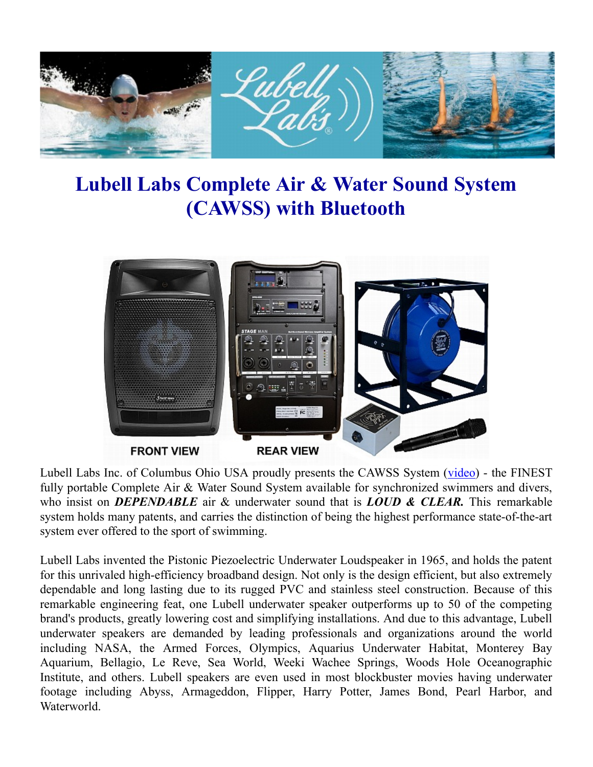# Lubell Labs Complete Air & Water Sound System (CAWSS) with Bluetooth

FRONT VIEW REAR VIEW

Lubell Labs Inc. of Columbus Ohio USA proudly presents the CAWSS System (video) - the FINEST fully portable Complete Air & Water Sound System available for synchronized swimmers and divers, who insist on ***DEPENDABLE*** air & underwater sound that is ***LOUD & CLEAR.*** This remarkable system holds many patents, and carries the distinction of being the highest performance state-of-the-art system ever offered to the sport of swimming.

Lubell Labs invented the Pistonic Piezoelectric Underwater Loudspeaker in 1965, and holds the patent for this unrivaled high-efficiency broadband design. Not only is the design efficient, but also extremely dependable and long lasting due to its rugged PVC and stainless steel construction. Because of this remarkable engineering feat, one Lubell underwater speaker outperforms up to 50 of the competing brand's products, greatly lowering cost and simplifying installations. And due to this advantage, Lubell underwater speakers are demanded by leading professionals and organizations around the world including NASA, the Armed Forces, Olympics, Aquarius Underwater Habitat, Monterey Bay Aquarium, Bellagio, Le Reve, Sea World, Weeki Wachee Springs, Woods Hole Oceanographic Institute, and others. Lubell speakers are even used in most blockbuster movies having underwater footage including Abyss, Armageddon, Flipper, Harry Potter, James Bond, Pearl Harbor, and Waterworld.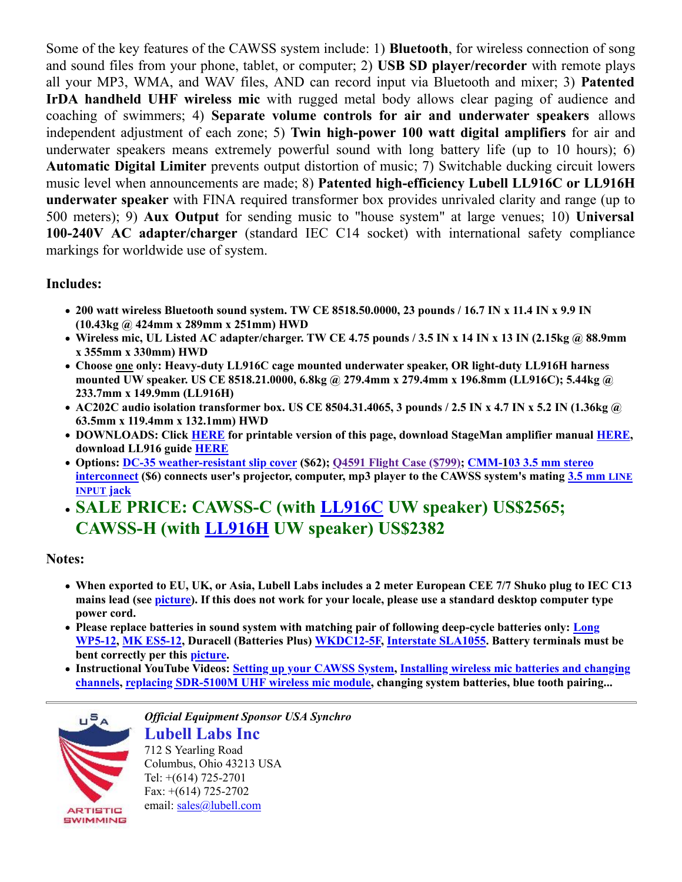Some of the key features of the CAWSS system include: 1) **Bluetooth**, for wireless connection of song and sound files from your phone, tablet, or computer; 2) **USB SD player/recorder** with remote plays all your MP3, WMA, and WAV files, AND can record input via Bluetooth and mixer; 3) **Patented IrDA handheld UHF wireless mic** with rugged metal body allows clear paging of audience and coaching of swimmers; 4) **Separate volume controls for air and underwater speakers** allows independent adjustment of each zone; 5) **Twin high-power 100 watt digital amplifiers** for air and underwater speakers means extremely powerful sound with long battery life (up to 10 hours); 6) **Automatic Digital Limiter** prevents output distortion of music; 7) Switchable ducking circuit lowers music level when announcements are made; 8) **Patented high-efficiency Lubell LL916C or LL916H underwater speaker** with FINA required transformer box provides unrivaled clarity and range (up to 500 meters); 9) **Aux Output** for sending music to "house system" at large venues; 10) **Universal 100-240V AC adapter/charger** (standard IEC C14 socket) with international safety compliance markings for worldwide use of system.

**Includes:**

- **200 watt wireless Bluetooth sound system. TW CE 8518.50.0000, 23 pounds / 16.7 IN x 11.4 IN x 9.9 IN (10.43kg @ 424mm x 289mm x 251mm) HWD**
- **Wireless mic, UL Listed AC adapter/charger. TW CE 4.75 pounds / 3.5 IN x 14 IN x 13 IN (2.15kg @ 88.9mm x 355mm x 330mm) HWD**
- **Choose one only: Heavy-duty LL916C cage mounted underwater speaker, OR light-duty LL916H harness mounted UW speaker. US CE 8518.21.0000, 6.8kg @ 279.4mm x 279.4mm x 196.8mm (LL916C); 5.44kg @ 233.7mm x 149.9mm (LL916H)**
- **AC202C audio isolation transformer box. US CE 8504.31.4065, 3 pounds / 2.5 IN x 4.7 IN x 5.2 IN (1.36kg @ 63.5mm x 119.4mm x 132.1mm) HWD**
- **DOWNLOADS: Click HERE for printable version of this page, download StageMan amplifier manual HERE, download LL916 guide HERE**
- **Options: DC-35 weather-resistant slip cover ($62); Q4591 Flight Case ($799); CMM-103 3.5 mm stereo interconnect ($6) connects user's projector, computer, mp3 player to the CAWSS system's mating 3.5 mm LINE INPUT jack**
- **SALE PRICE: CAWSS-C (with LL916C UW speaker) US$2565; CAWSS-H (with LL916H UW speaker) US$2382**

**Notes:**

- **When exported to EU, UK, or Asia, Lubell Labs includes a 2 meter European CEE 7/7 Shuko plug to IEC C13 mains lead (see picture). If this does not work for your locale, please use a standard desktop computer type power cord.**
- **Please replace batteries in sound system with matching pair of following deep-cycle batteries only: Long WP5-12, MK ES5-12, Duracell (Batteries Plus) WKDC12-5F, Interstate SLA1055. Battery terminals must be bent correctly per this picture.**
- **Instructional YouTube Videos: Setting up your CAWSS System, Installing wireless mic batteries and changing channels, replacing SDR-5100M UHF wireless mic module, changing system batteries, blue tooth pairing...**

---

USA ARTISTIC SWIMMING

*Official Equipment Sponsor USA Synchro*

**Lubell Labs Inc**

712 S Yearling Road
Columbus, Ohio 43213 USA
Tel: +(614) 725-2701
Fax: +(614) 725-2702
email: sales@lubell.com